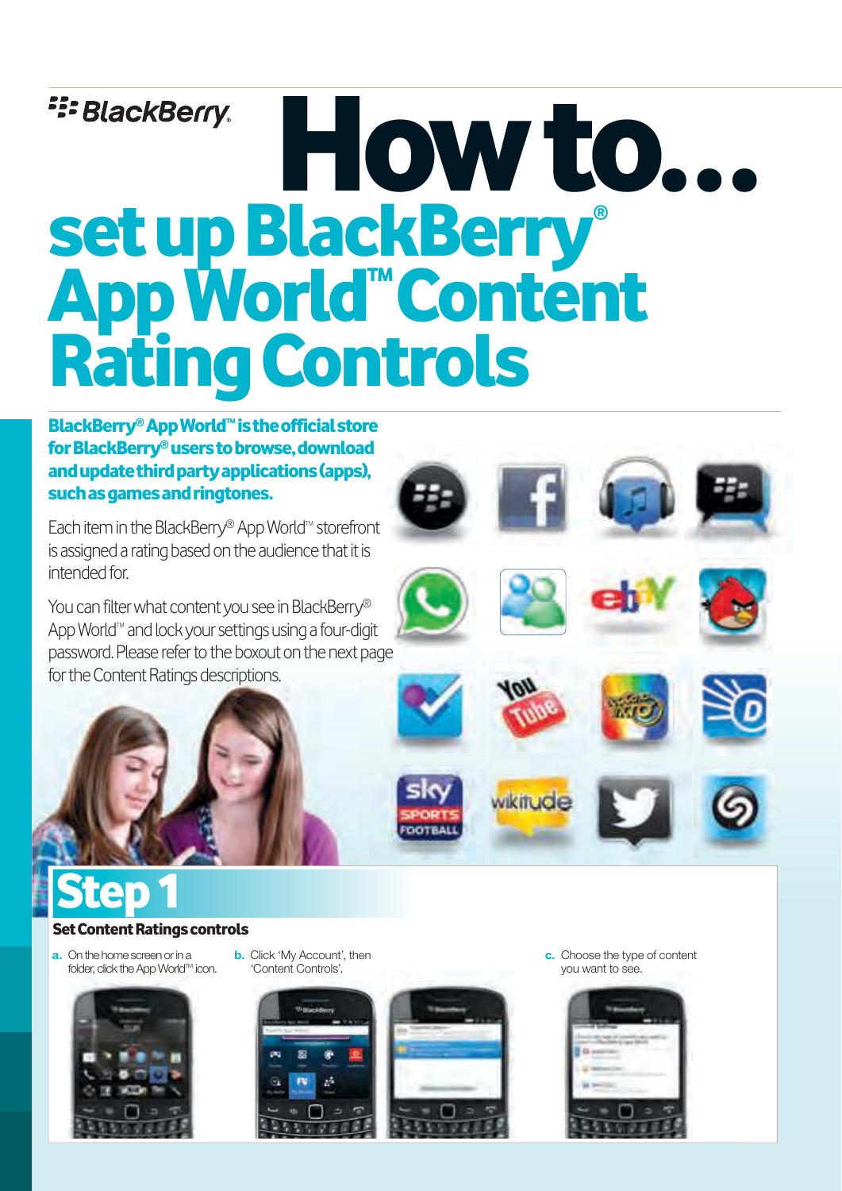BlackBerry

# How to... set up BlackBerry® App World™ Content Rating Controls

**BlackBerry® App World™ is the official store for BlackBerry® users to browse, download and update third party applications (apps), such as games and ringtones.**

Each item in the BlackBerry® App World™ storefront is assigned a rating based on the audience that it is intended for.

You can filter what content you see in BlackBerry® App World™ and lock your settings using a four-digit password. Please refer to the boxout on the next page for the Content Ratings descriptions.

## Step 1

### Set Content Ratings controls

**a.** On the home screen or in a folder, click the App World™ icon.

**b.** Click 'My Account', then 'Content Controls'.

**c.** Choose the type of content you want to see.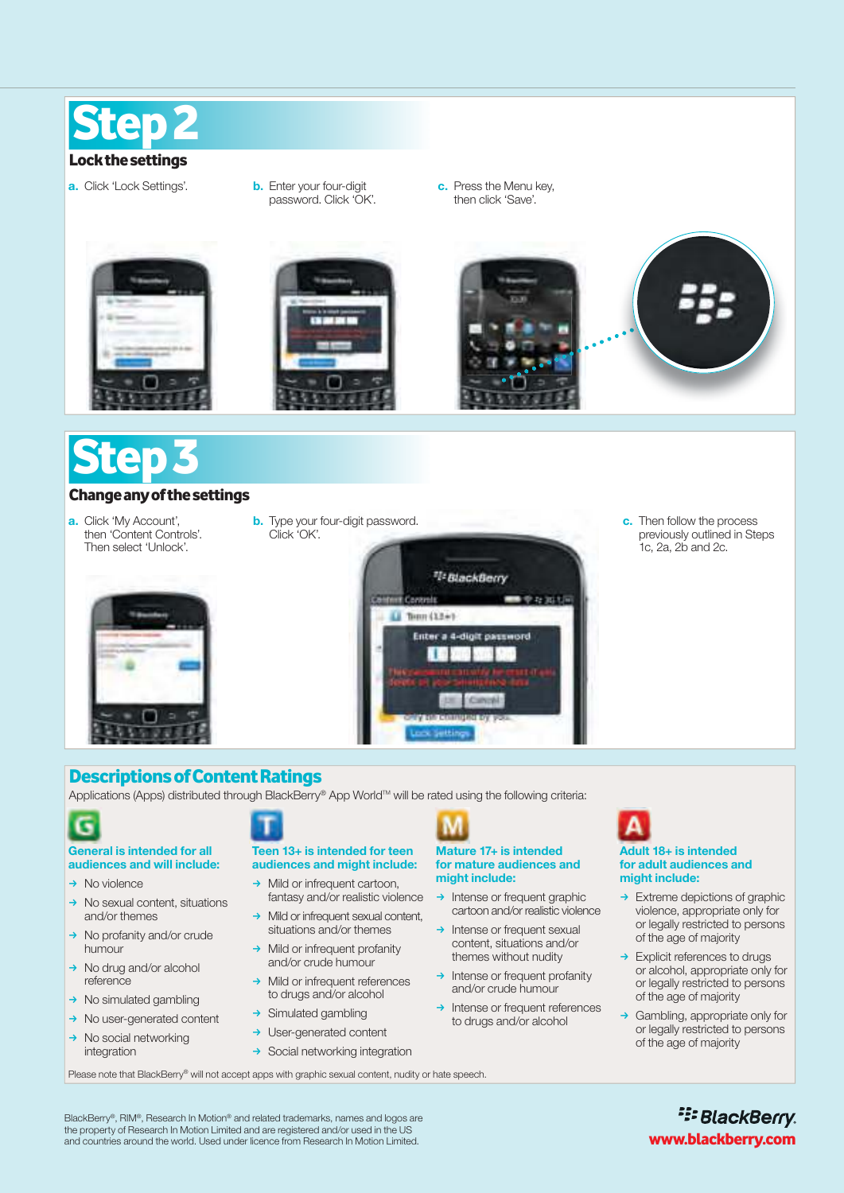# Step 2

## Lock the settings

**a.** Click 'Lock Settings'.

**b.** Enter your four-digit password. Click 'OK'.

**c.** Press the Menu key, then click 'Save'.

# Step 3

## Change any of the settings

**a.** Click 'My Account', then 'Content Controls'. Then select 'Unlock'.

**b.** Type your four-digit password. Click 'OK'.

**c.** Then follow the process previously outlined in Steps 1c, 2a, 2b and 2c.

## Descriptions of Content Ratings

Applications (Apps) distributed through BlackBerry® App World™ will be rated using the following criteria:

**G**

**General is intended for all audiences and will include:**

- No violence
- No sexual content, situations and/or themes
- No profanity and/or crude humour
- No drug and/or alcohol reference
- No simulated gambling
- No user-generated content
- No social networking integration

**T**

**Teen 13+ is intended for teen audiences and might include:**

- Mild or infrequent cartoon, fantasy and/or realistic violence
- Mild or infrequent sexual content, situations and/or themes
- Mild or infrequent profanity and/or crude humour
- Mild or infrequent references to drugs and/or alcohol
- Simulated gambling
- User-generated content
- Social networking integration

**M**

**Mature 17+ is intended for mature audiences and might include:**

- Intense or frequent graphic cartoon and/or realistic violence
- Intense or frequent sexual content, situations and/or themes without nudity
- Intense or frequent profanity and/or crude humour
- Intense or frequent references to drugs and/or alcohol

**A**

**Adult 18+ is intended for adult audiences and might include:**

- Extreme depictions of graphic violence, appropriate only for or legally restricted to persons of the age of majority
- Explicit references to drugs or alcohol, appropriate only for or legally restricted to persons of the age of majority
- Gambling, appropriate only for or legally restricted to persons of the age of majority

Please note that BlackBerry® will not accept apps with graphic sexual content, nudity or hate speech.

BlackBerry®, RIM®, Research In Motion® and related trademarks, names and logos are the property of Research In Motion Limited and are registered and/or used in the US and countries around the world. Used under licence from Research In Motion Limited.

BlackBerry.
www.blackberry.com